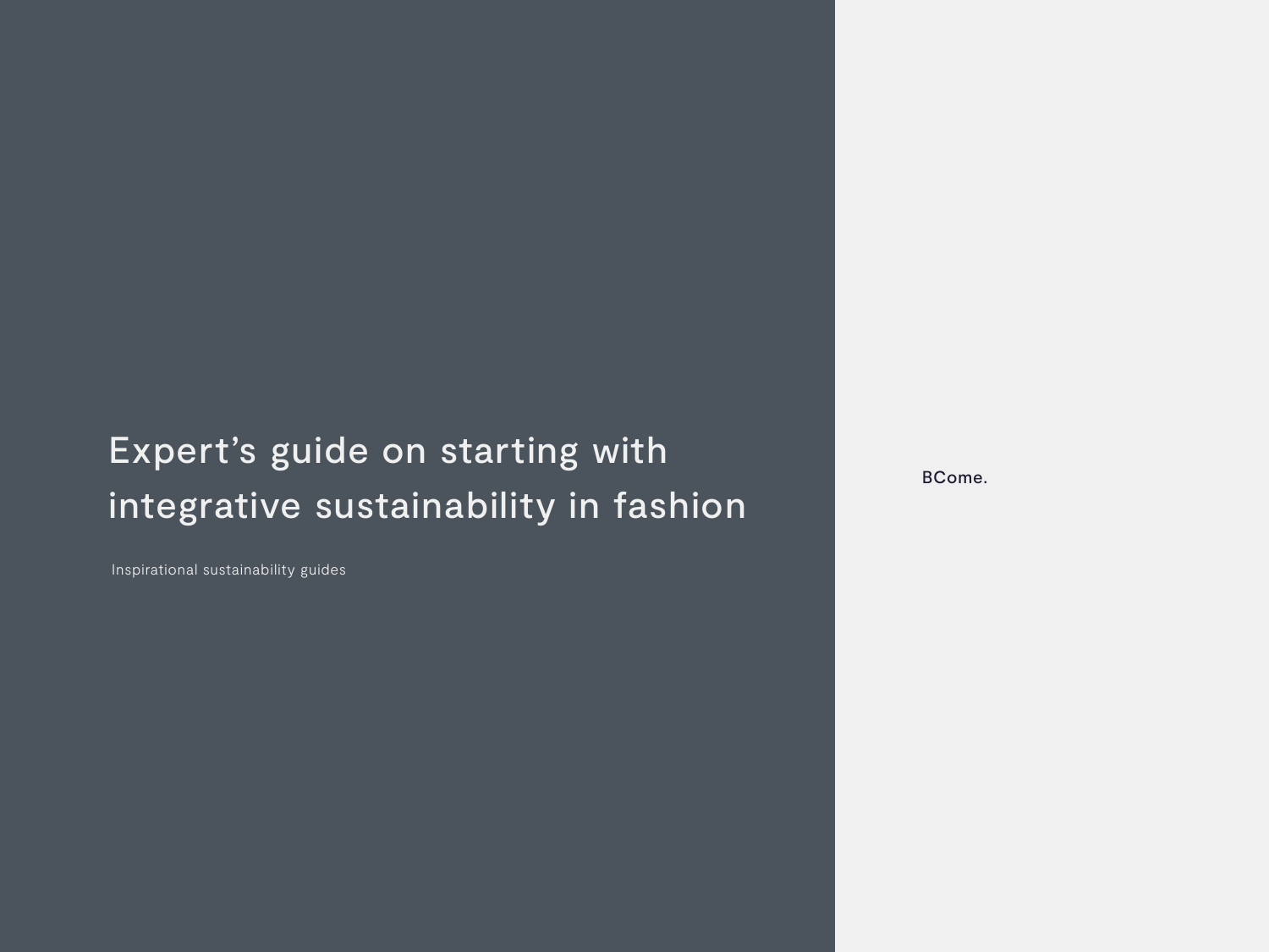# Expert's guide on starting with integrative sustainability in fashion

Inspirational sustainability guides

BCome.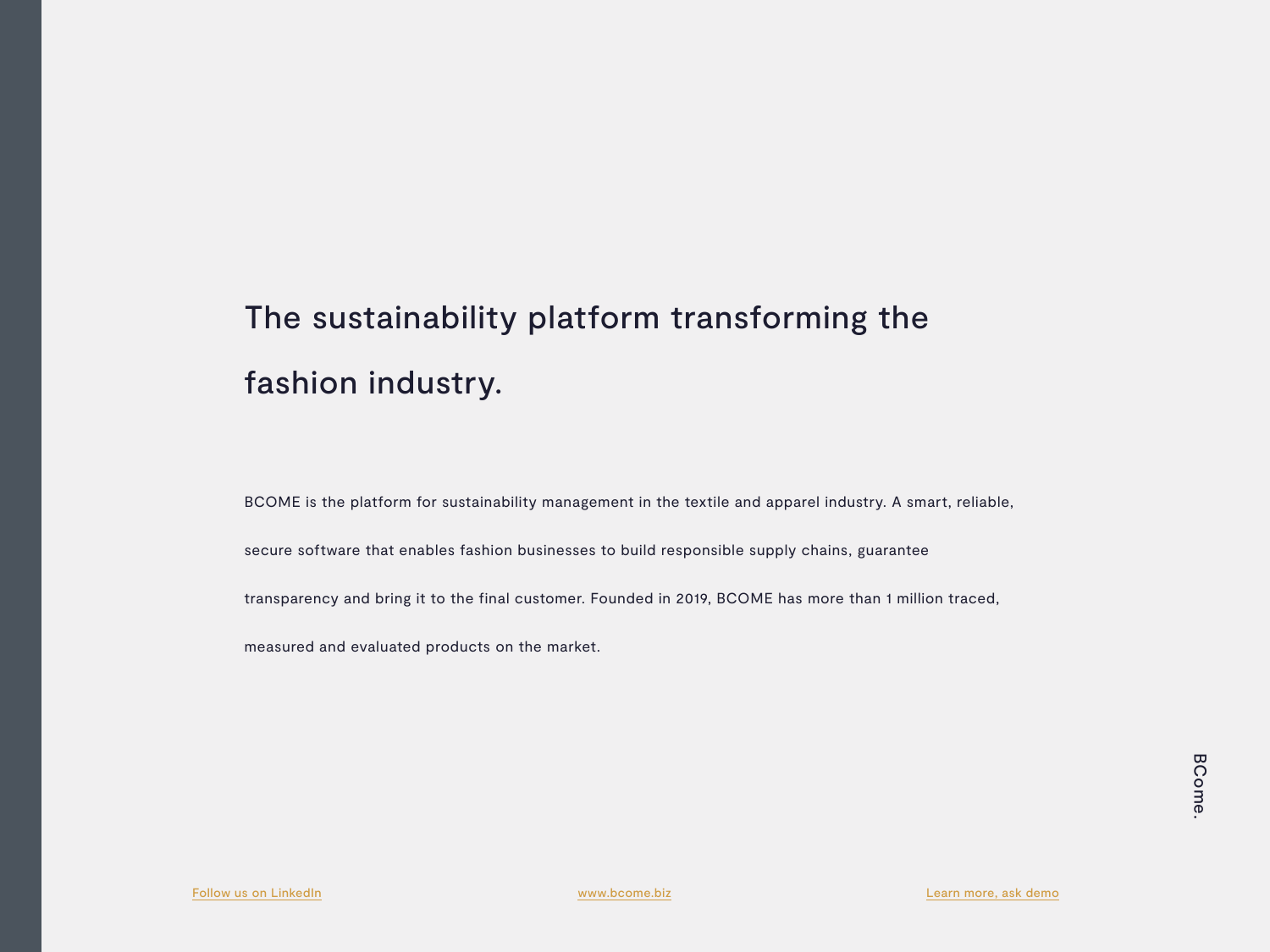# The sustainability platform transforming the fashion industry.

BCOME is the platform for sustainability management in the textile and apparel industry. A smart, reliable, secure software that enables fashion businesses to build responsible supply chains, guarantee transparency and bring it to the final customer. Founded in 2019, BCOME has more than 1 million traced, measured and evaluated products on the market.

Follow us on LinkedIn

www.bcome.biz

Learn more, ask demo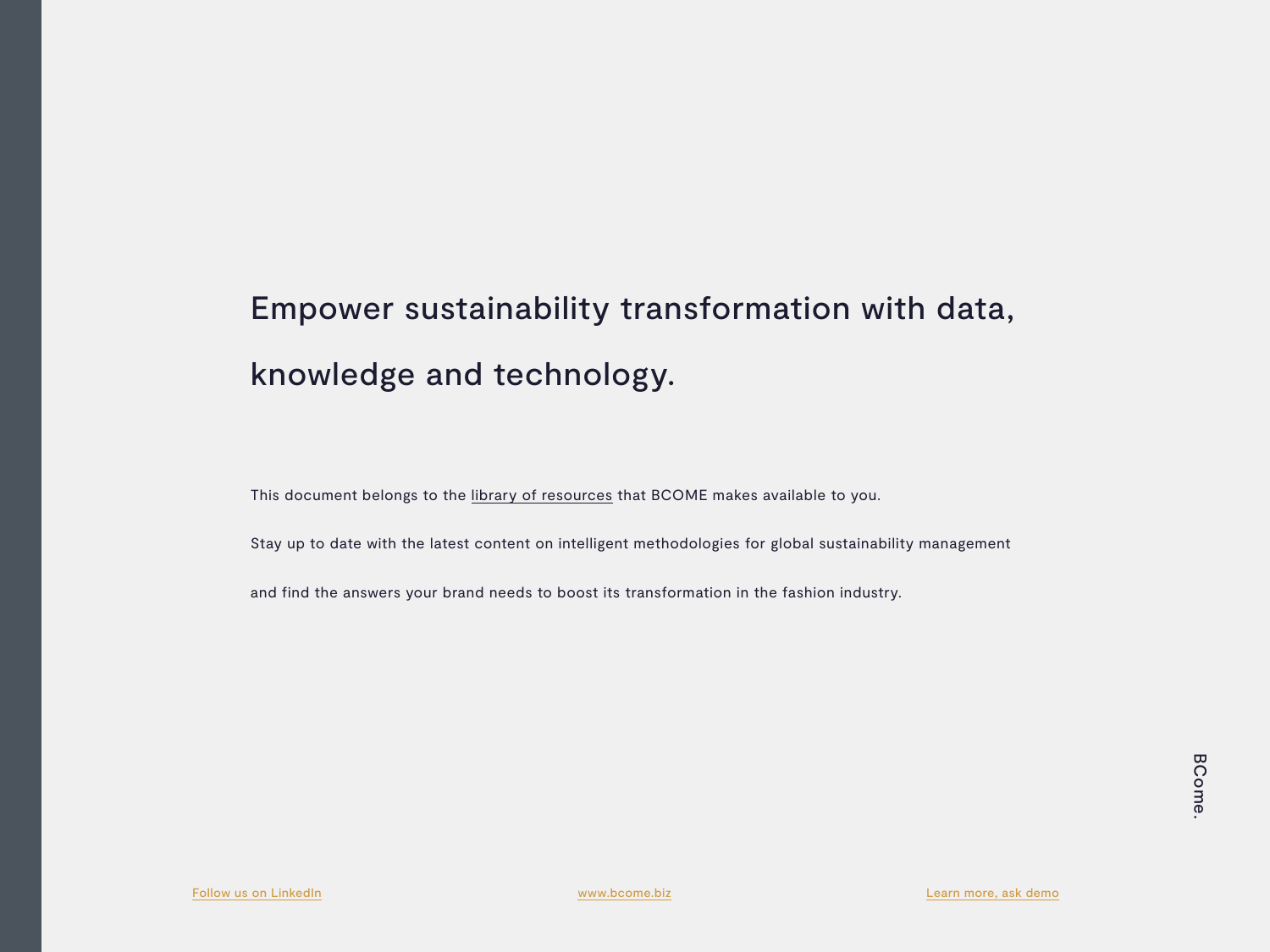# Empower sustainability transformation with data, knowledge and technology.

This document belongs to the library of resources that BCOME makes available to you.

Stay up to date with the latest content on intelligent methodologies for global sustainability management and find the answers your brand needs to boost its transformation in the fashion industry.

BCome.

Follow us on LinkedIn

www.bcome.biz

Learn more, ask demo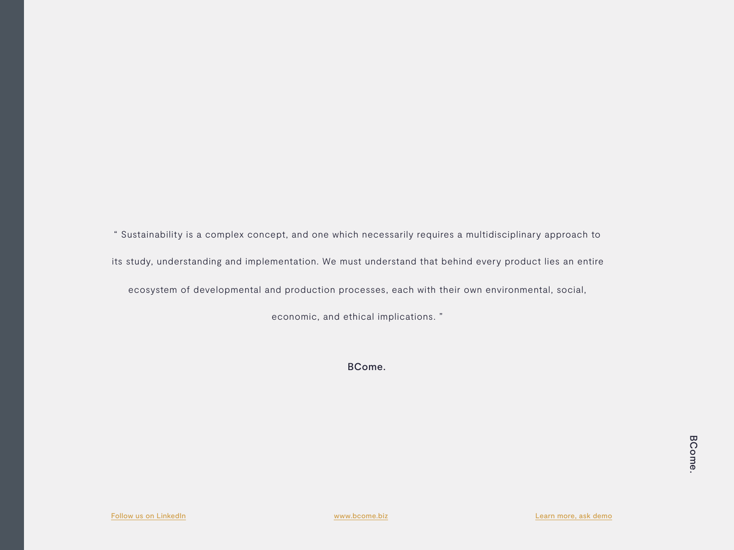“ Sustainability is a complex concept, and one which necessarily requires a multidisciplinary approach to its study, understanding and implementation. We must understand that behind every product lies an entire ecosystem of developmental and production processes, each with their own environmental, social, economic, and ethical implications. ”

BCome.

Follow us on LinkedIn | www.bcome.biz | Learn more, ask demo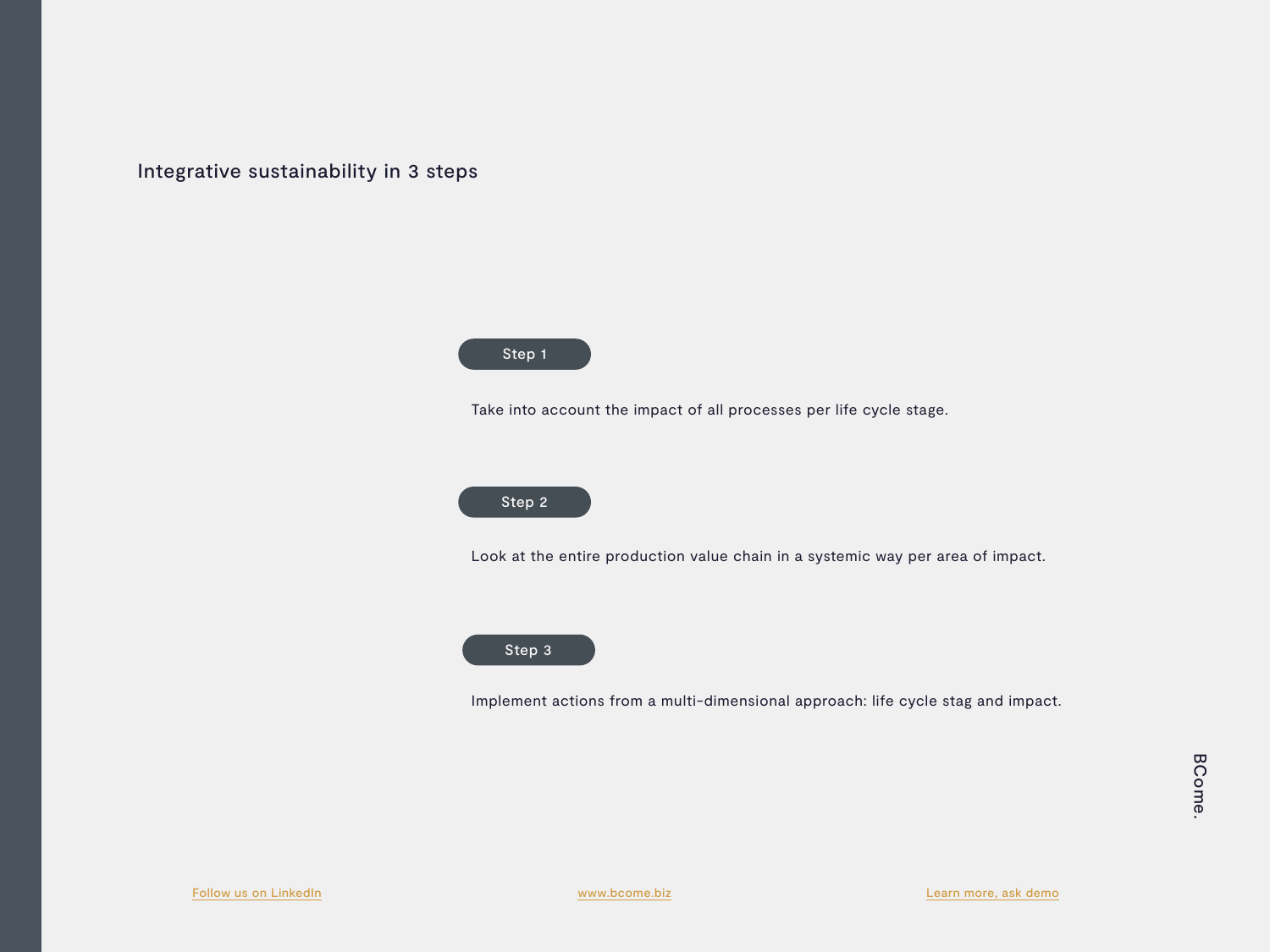## Integrative sustainability in 3 steps

**Step 1**

Take into account the impact of all processes per life cycle stage.

**Step 2**

Look at the entire production value chain in a systemic way per area of impact.

**Step 3**

Implement actions from a multi-dimensional approach: life cycle stag and impact.

BCome.

Follow us on LinkedIn

www.bcome.biz

Learn more, ask demo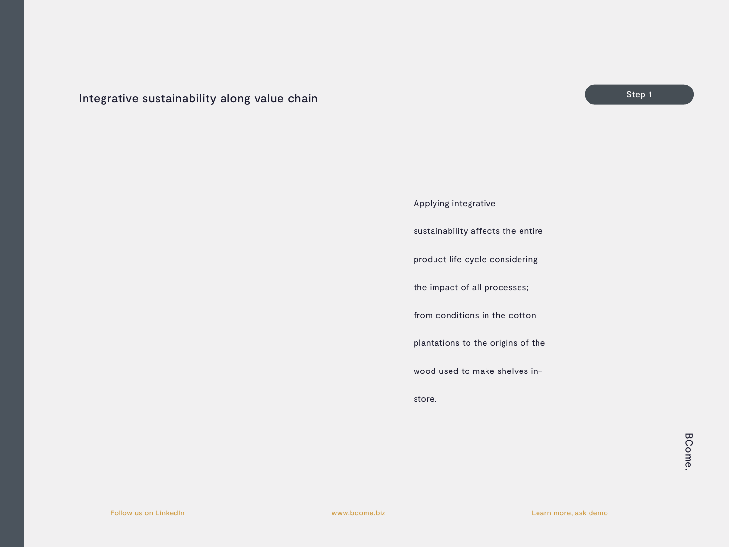## Integrative sustainability along value chain

Step 1

Applying integrative sustainability affects the entire product life cycle considering the impact of all processes; from conditions in the cotton plantations to the origins of the wood used to make shelves in-store.

BCome.

Follow us on LinkedIn

www.bcome.biz

Learn more, ask demo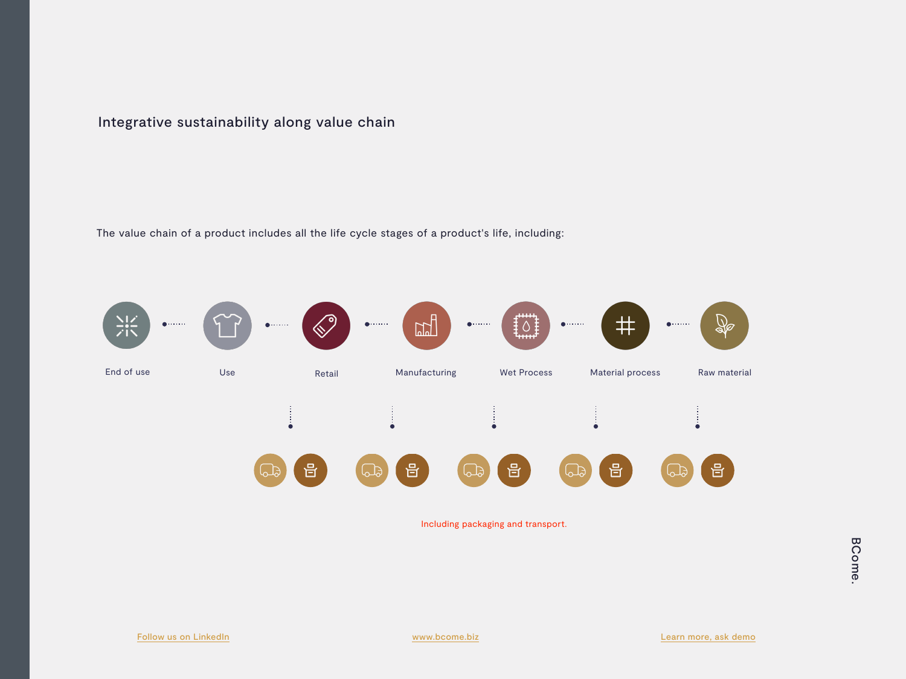## Integrative sustainability along value chain

The value chain of a product includes all the life cycle stages of a product's life, including:

End of use — Use — Retail — Manufacturing — Wet Process — Material process — Raw material

Including packaging and transport.

BCome.

Follow us on LinkedIn

www.bcome.biz

Learn more, ask demo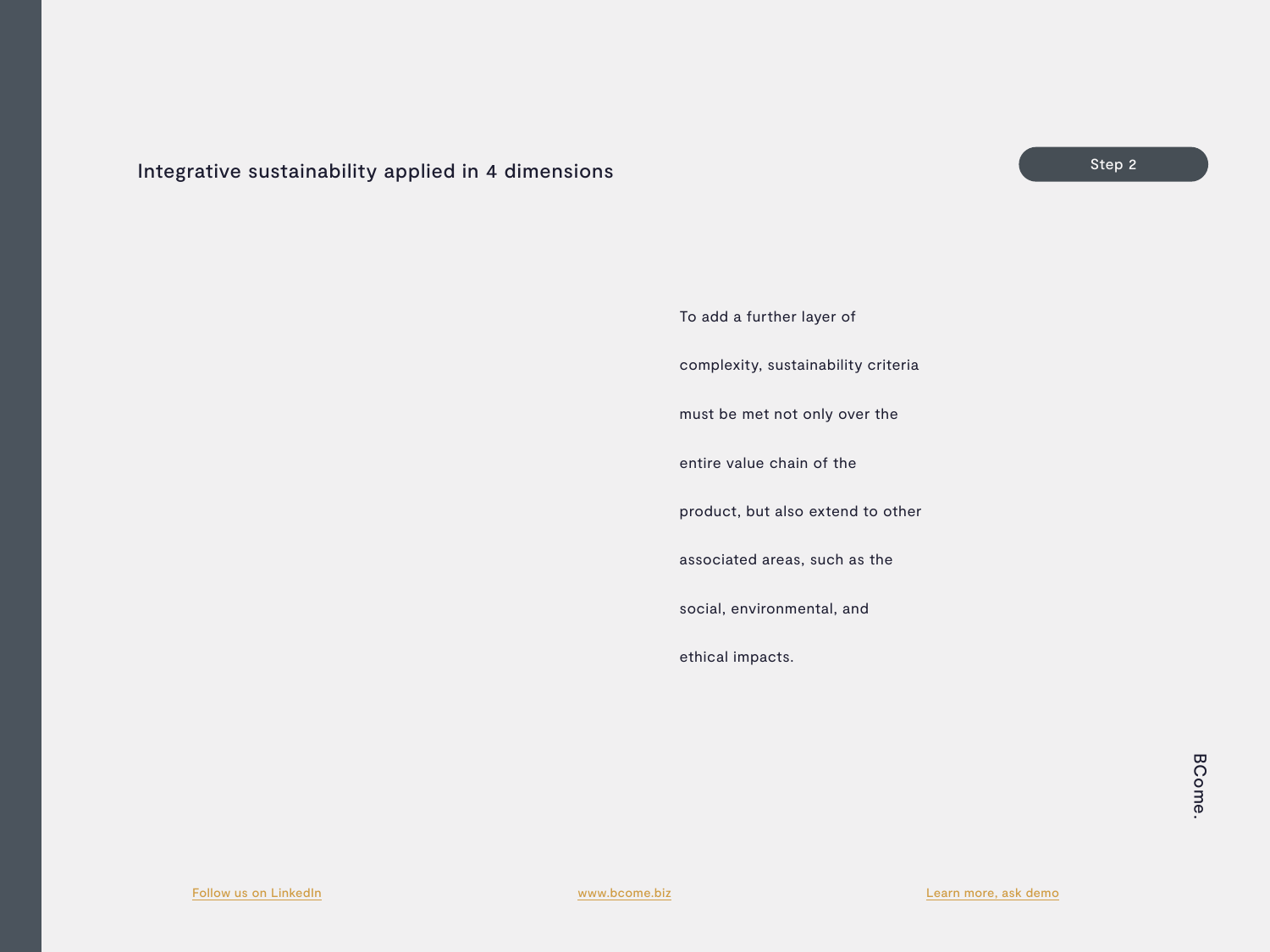## Integrative sustainability applied in 4 dimensions

Step 2

To add a further layer of complexity, sustainability criteria must be met not only over the entire value chain of the product, but also extend to other associated areas, such as the social, environmental, and ethical impacts.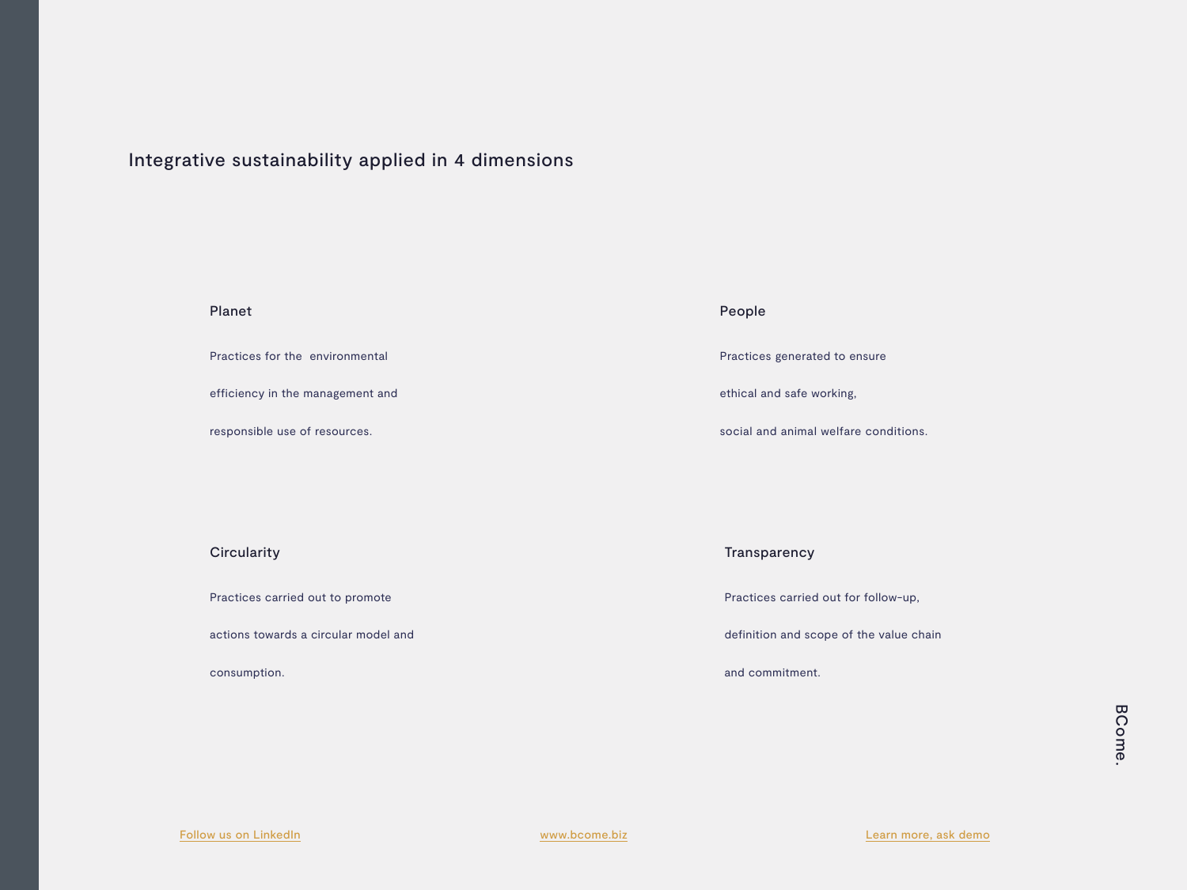## Integrative sustainability applied in 4 dimensions

### Planet

Practices for the environmental efficiency in the management and responsible use of resources.

### People

Practices generated to ensure ethical and safe working, social and animal welfare conditions.

### Circularity

Practices carried out to promote actions towards a circular model and consumption.

### Transparency

Practices carried out for follow-up, definition and scope of the value chain and commitment.

BCome.

Follow us on LinkedIn

www.bcome.biz

Learn more, ask demo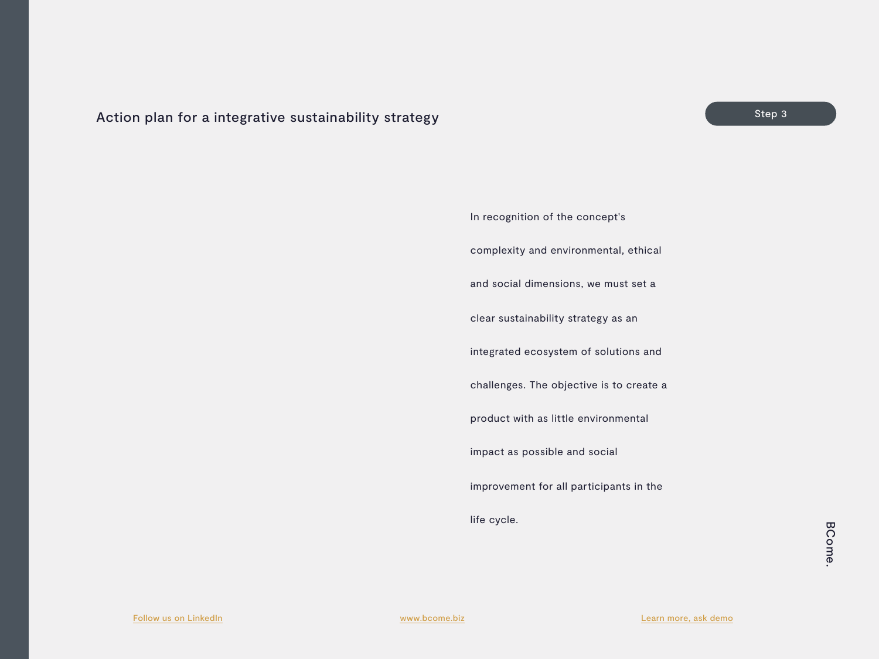## Action plan for a integrative sustainability strategy

Step 3

In recognition of the concept's complexity and environmental, ethical and social dimensions, we must set a clear sustainability strategy as an integrated ecosystem of solutions and challenges. The objective is to create a product with as little environmental impact as possible and social improvement for all participants in the life cycle.

Follow us on LinkedIn | www.bcome.biz | Learn more, ask demo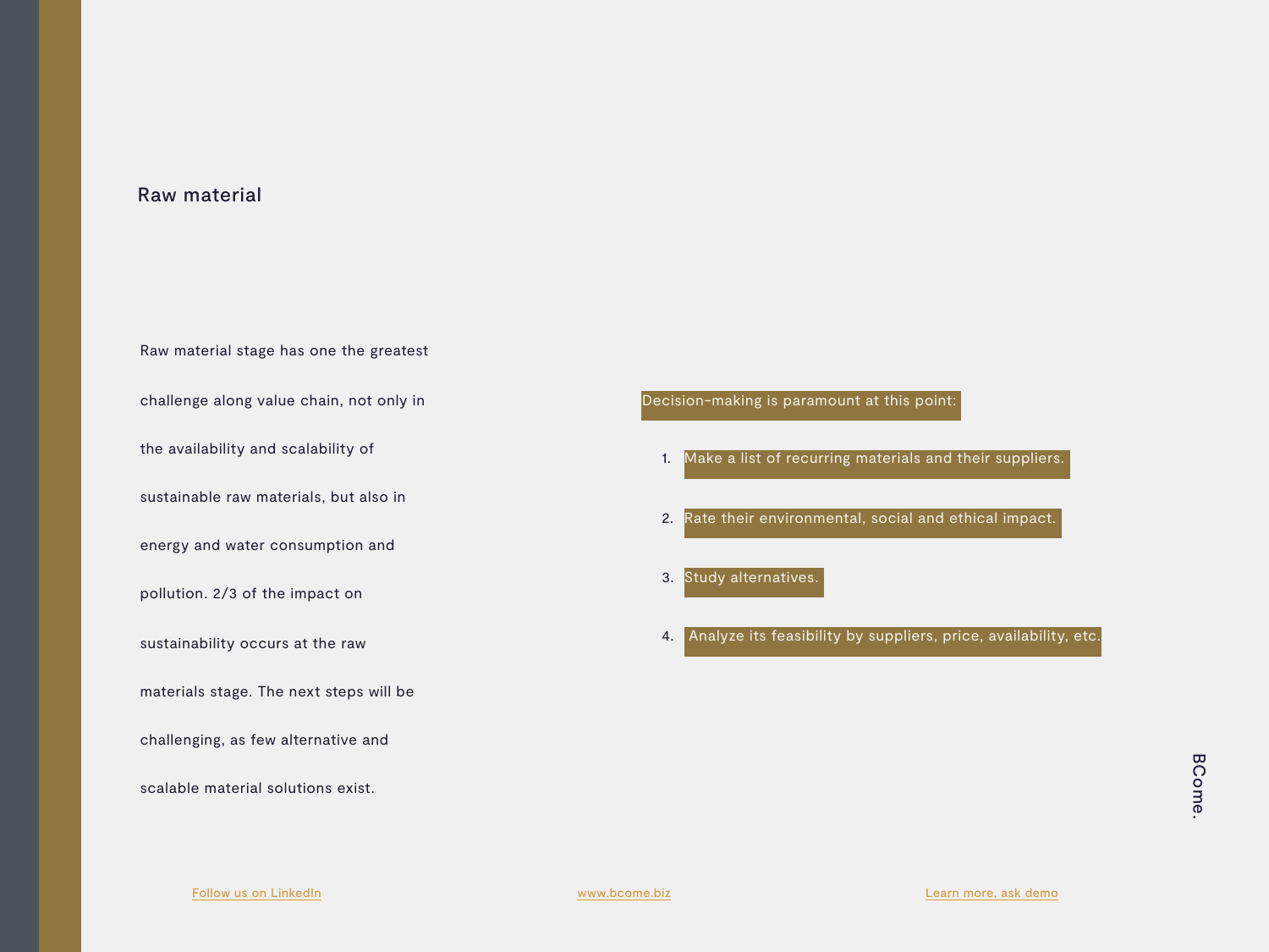## Raw material

Raw material stage has one the greatest challenge along value chain, not only in the availability and scalability of sustainable raw materials, but also in energy and water consumption and pollution. 2/3 of the impact on sustainability occurs at the raw materials stage. The next steps will be challenging, as few alternative and scalable material solutions exist.

Decision-making is paramount at this point:

1. Make a list of recurring materials and their suppliers.
2. Rate their environmental, social and ethical impact.
3. Study alternatives.
4. Analyze its feasibility by suppliers, price, availability, etc.

BCome.

Follow us on LinkedIn | www.bcome.biz | Learn more, ask demo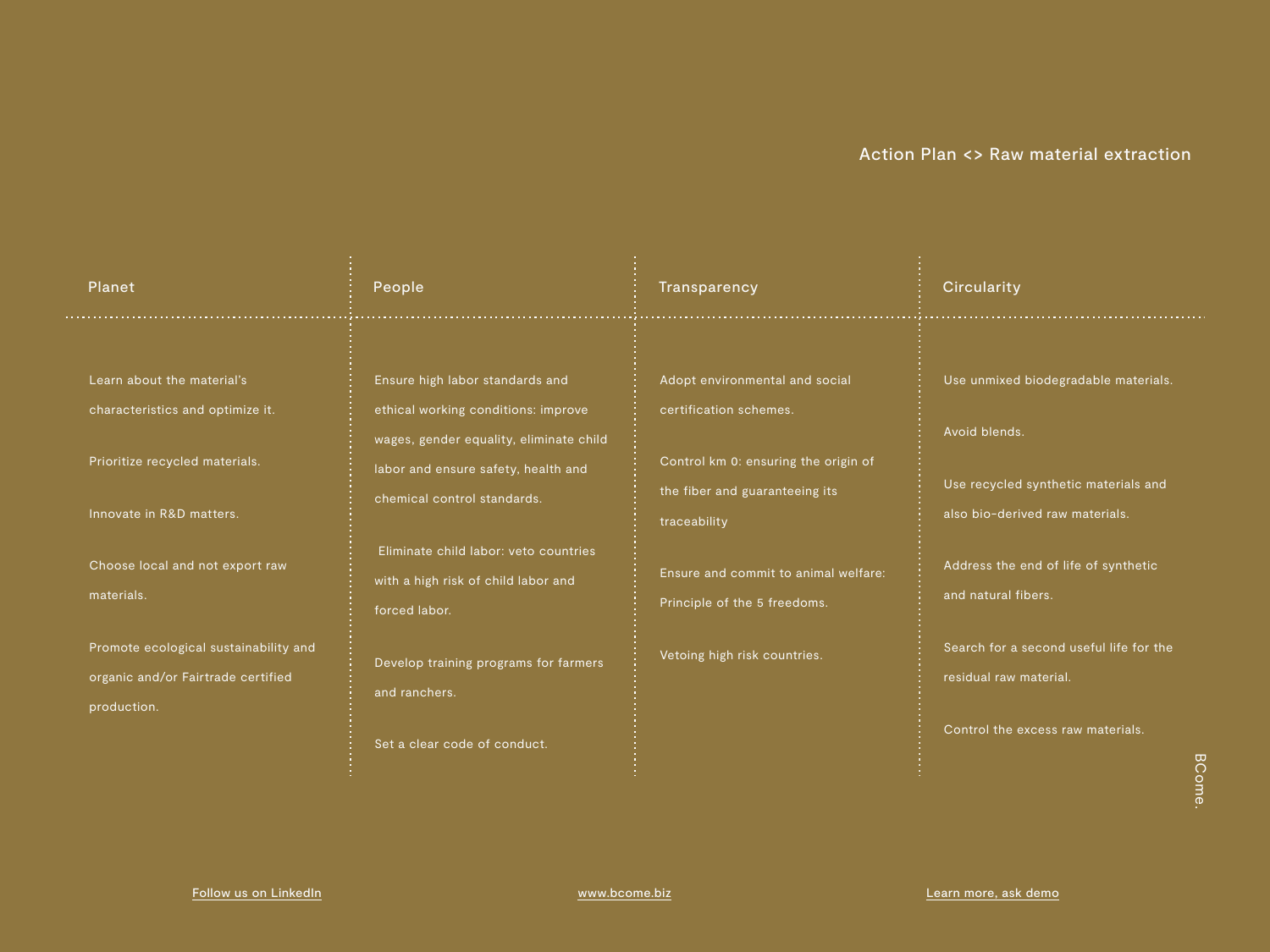## Action Plan <> Raw material extraction

### Planet

Learn about the material's characteristics and optimize it.

Prioritize recycled materials.

Innovate in R&D matters.

Choose local and not export raw materials.

Promote ecological sustainability and organic and/or Fairtrade certified production.

### People

Ensure high labor standards and ethical working conditions: improve wages, gender equality, eliminate child labor and ensure safety, health and chemical control standards.

Eliminate child labor: veto countries with a high risk of child labor and forced labor.

Develop training programs for farmers and ranchers.

Set a clear code of conduct.

### Transparency

Adopt environmental and social certification schemes.

Control km 0: ensuring the origin of the fiber and guaranteeing its traceability

Ensure and commit to animal welfare: Principle of the 5 freedoms.

Vetoing high risk countries.

### Circularity

Use unmixed biodegradable materials.

Avoid blends.

Use recycled synthetic materials and also bio-derived raw materials.

Address the end of life of synthetic and natural fibers.

Search for a second useful life for the residual raw material.

Control the excess raw materials.

BCome.

Follow us on LinkedIn | www.bcome.biz | Learn more, ask demo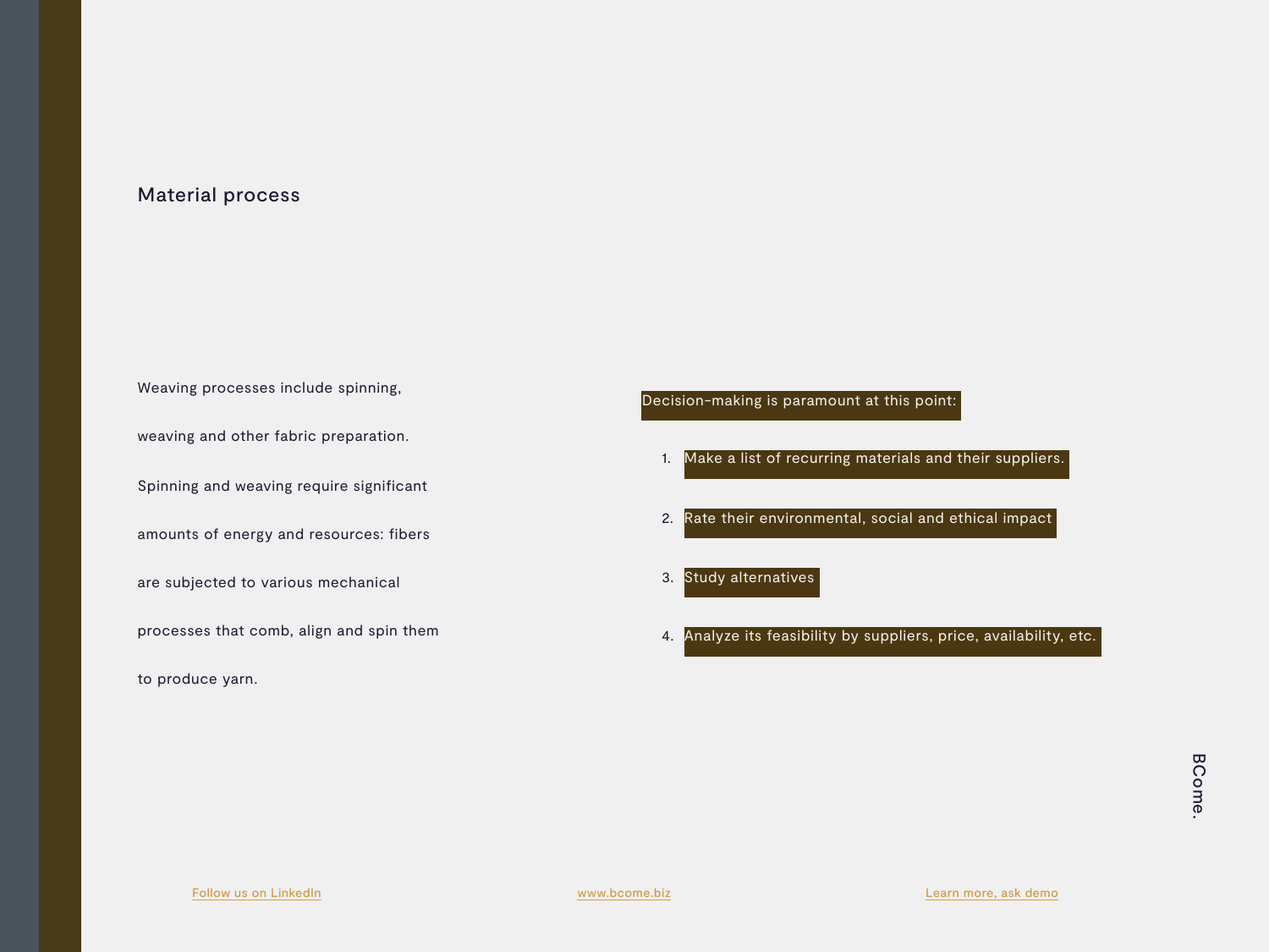## Material process

Weaving processes include spinning, weaving and other fabric preparation. Spinning and weaving require significant amounts of energy and resources: fibers are subjected to various mechanical processes that comb, align and spin them to produce yarn.

Decision-making is paramount at this point:

1. Make a list of recurring materials and their suppliers.
2. Rate their environmental, social and ethical impact
3. Study alternatives
4. Analyze its feasibility by suppliers, price, availability, etc.

BCome.

Follow us on LinkedIn www.bcome.biz Learn more, ask demo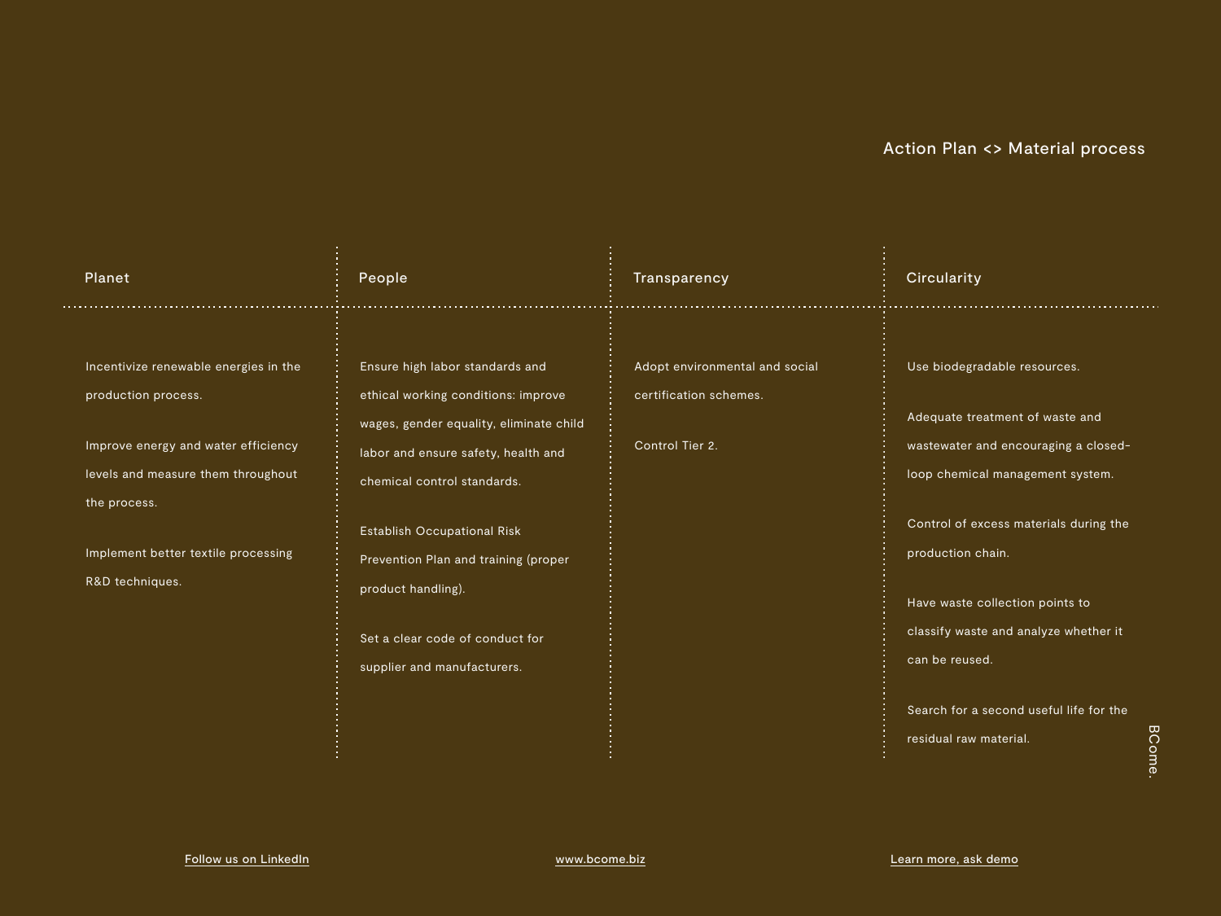## Action Plan <> Material process

### Planet

Incentivize renewable energies in the production process.

Improve energy and water efficiency levels and measure them throughout the process.

Implement better textile processing R&D techniques.

### People

Ensure high labor standards and ethical working conditions: improve wages, gender equality, eliminate child labor and ensure safety, health and chemical control standards.

Establish Occupational Risk Prevention Plan and training (proper product handling).

Set a clear code of conduct for supplier and manufacturers.

### Transparency

Adopt environmental and social certification schemes.

Control Tier 2.

### Circularity

Use biodegradable resources.

Adequate treatment of waste and wastewater and encouraging a closed-loop chemical management system.

Control of excess materials during the production chain.

Have waste collection points to classify waste and analyze whether it can be reused.

Search for a second useful life for the residual raw material.

BCome.

Follow us on LinkedIn

www.bcome.biz

Learn more, ask demo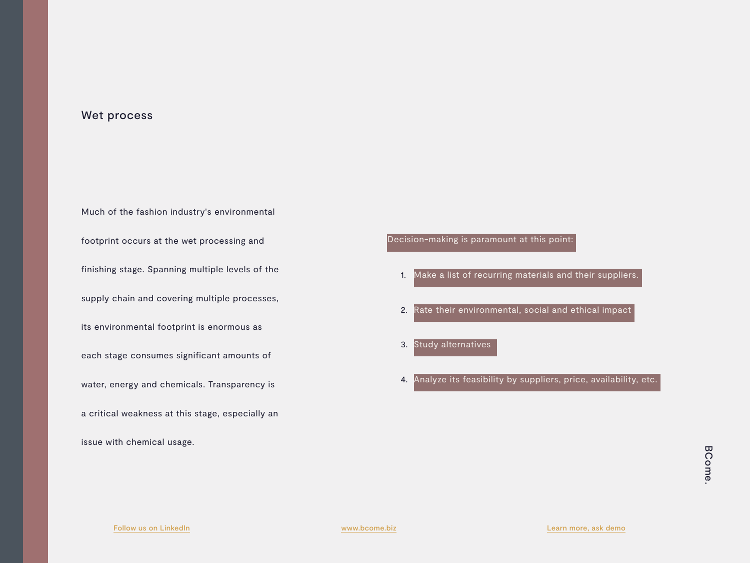## Wet process

Much of the fashion industry's environmental footprint occurs at the wet processing and finishing stage. Spanning multiple levels of the supply chain and covering multiple processes, its environmental footprint is enormous as each stage consumes significant amounts of water, energy and chemicals. Transparency is a critical weakness at this stage, especially an issue with chemical usage.

Decision-making is paramount at this point:

1. Make a list of recurring materials and their suppliers.
2. Rate their environmental, social and ethical impact
3. Study alternatives
4. Analyze its feasibility by suppliers, price, availability, etc.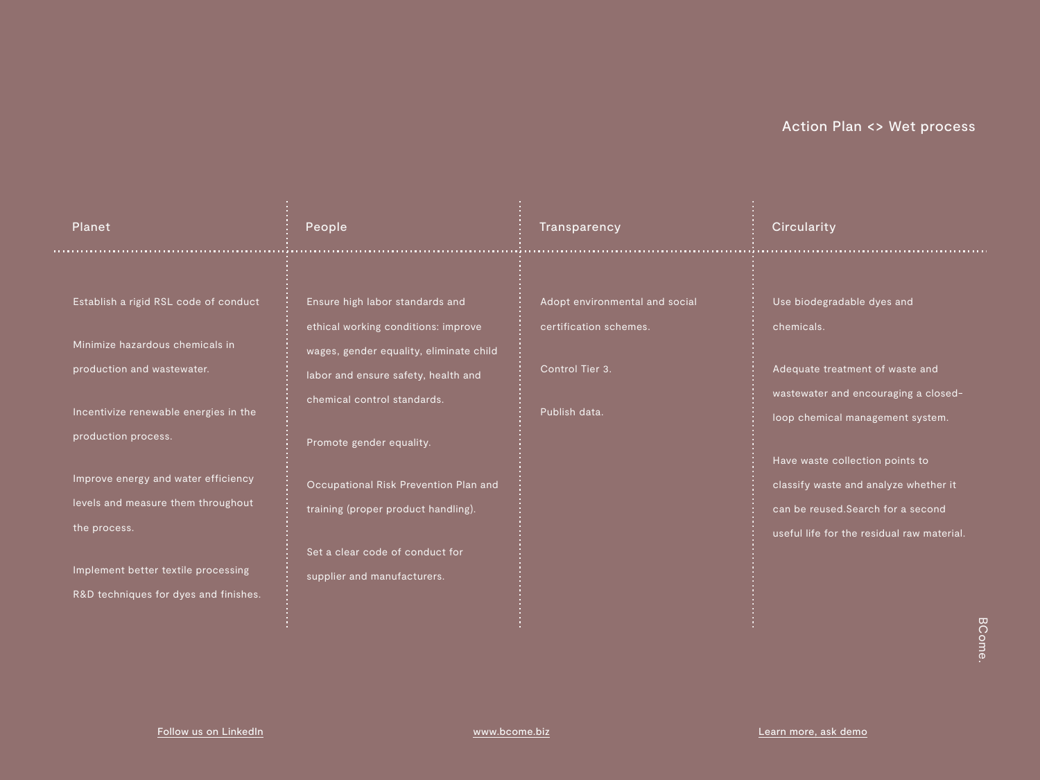# Action Plan <> Wet process

## Planet

Establish a rigid RSL code of conduct

Minimize hazardous chemicals in production and wastewater.

Incentivize renewable energies in the production process.

Improve energy and water efficiency levels and measure them throughout the process.

Implement better textile processing R&D techniques for dyes and finishes.

## People

Ensure high labor standards and ethical working conditions: improve wages, gender equality, eliminate child labor and ensure safety, health and chemical control standards.

Promote gender equality.

Occupational Risk Prevention Plan and training (proper product handling).

Set a clear code of conduct for supplier and manufacturers.

## Transparency

Adopt environmental and social certification schemes.

Control Tier 3.

Publish data.

## Circularity

Use biodegradable dyes and chemicals.

Adequate treatment of waste and wastewater and encouraging a closed-loop chemical management system.

Have waste collection points to classify waste and analyze whether it can be reused.Search for a second useful life for the residual raw material.

BCome.

Follow us on LinkedIn

www.bcome.biz

Learn more, ask demo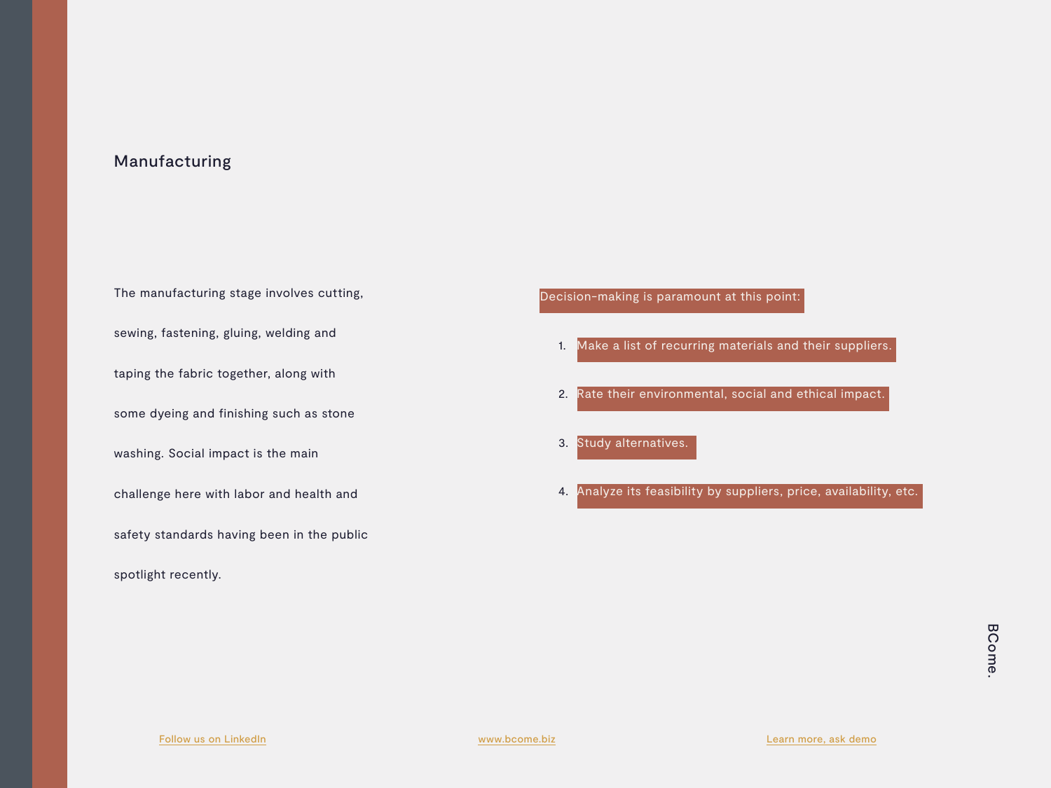## Manufacturing

The manufacturing stage involves cutting, sewing, fastening, gluing, welding and taping the fabric together, along with some dyeing and finishing such as stone washing. Social impact is the main challenge here with labor and health and safety standards having been in the public spotlight recently.

Decision-making is paramount at this point:

1. Make a list of recurring materials and their suppliers.
2. Rate their environmental, social and ethical impact.
3. Study alternatives.
4. Analyze its feasibility by suppliers, price, availability, etc.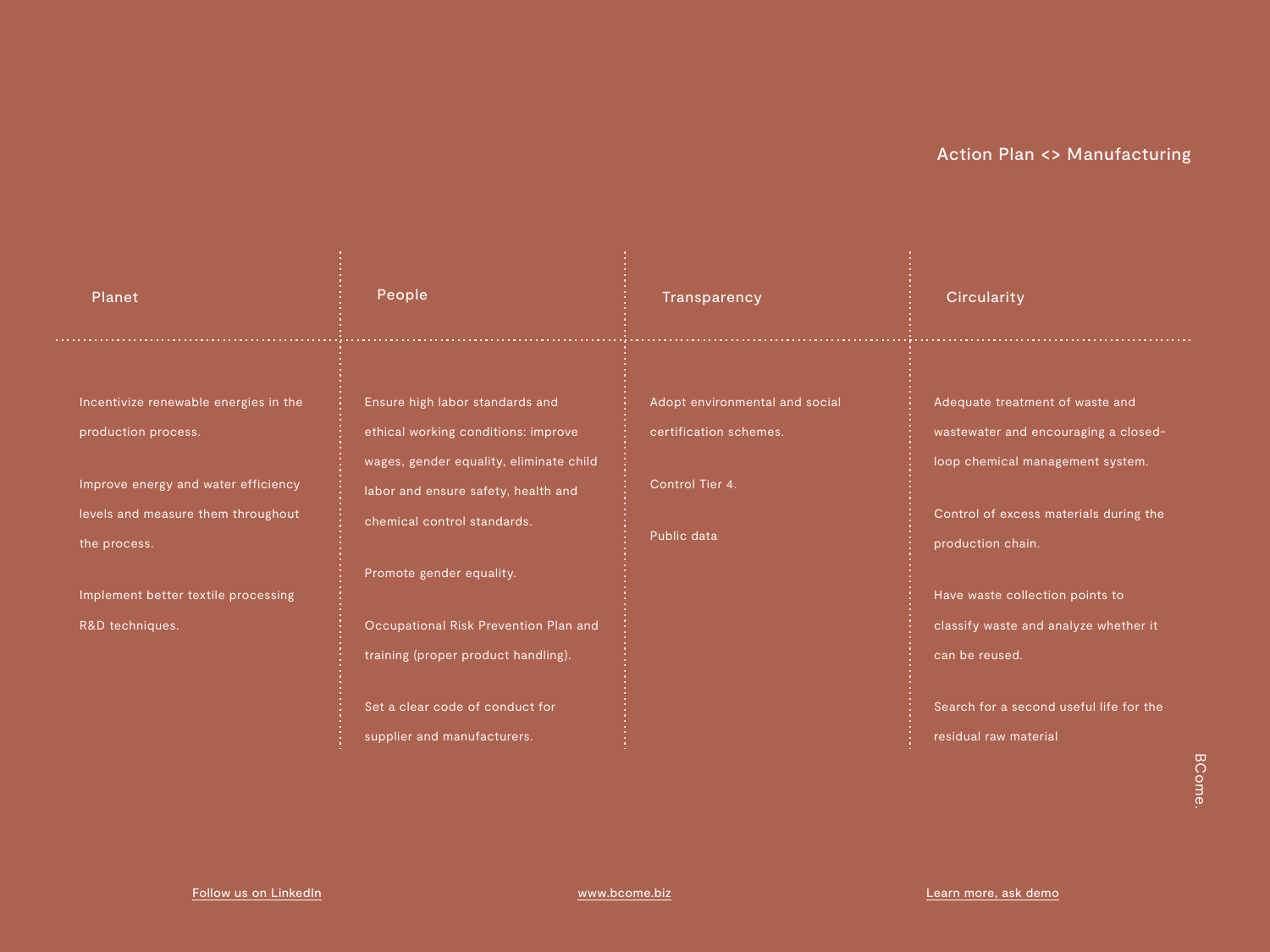## Action Plan <> Manufacturing

### Planet

Incentivize renewable energies in the production process.

Improve energy and water efficiency levels and measure them throughout the process.

Implement better textile processing R&D techniques.

### People

Ensure high labor standards and ethical working conditions: improve wages, gender equality, eliminate child labor and ensure safety, health and chemical control standards.

Promote gender equality.

Occupational Risk Prevention Plan and training (proper product handling).

Set a clear code of conduct for supplier and manufacturers.

### Transparency

Adopt environmental and social certification schemes.

Control Tier 4.

Public data

### Circularity

Adequate treatment of waste and wastewater and encouraging a closed-loop chemical management system.

Control of excess materials during the production chain.

Have waste collection points to classify waste and analyze whether it can be reused.

Search for a second useful life for the residual raw material

BCome.

Follow us on LinkedIn

www.bcome.biz

Learn more, ask demo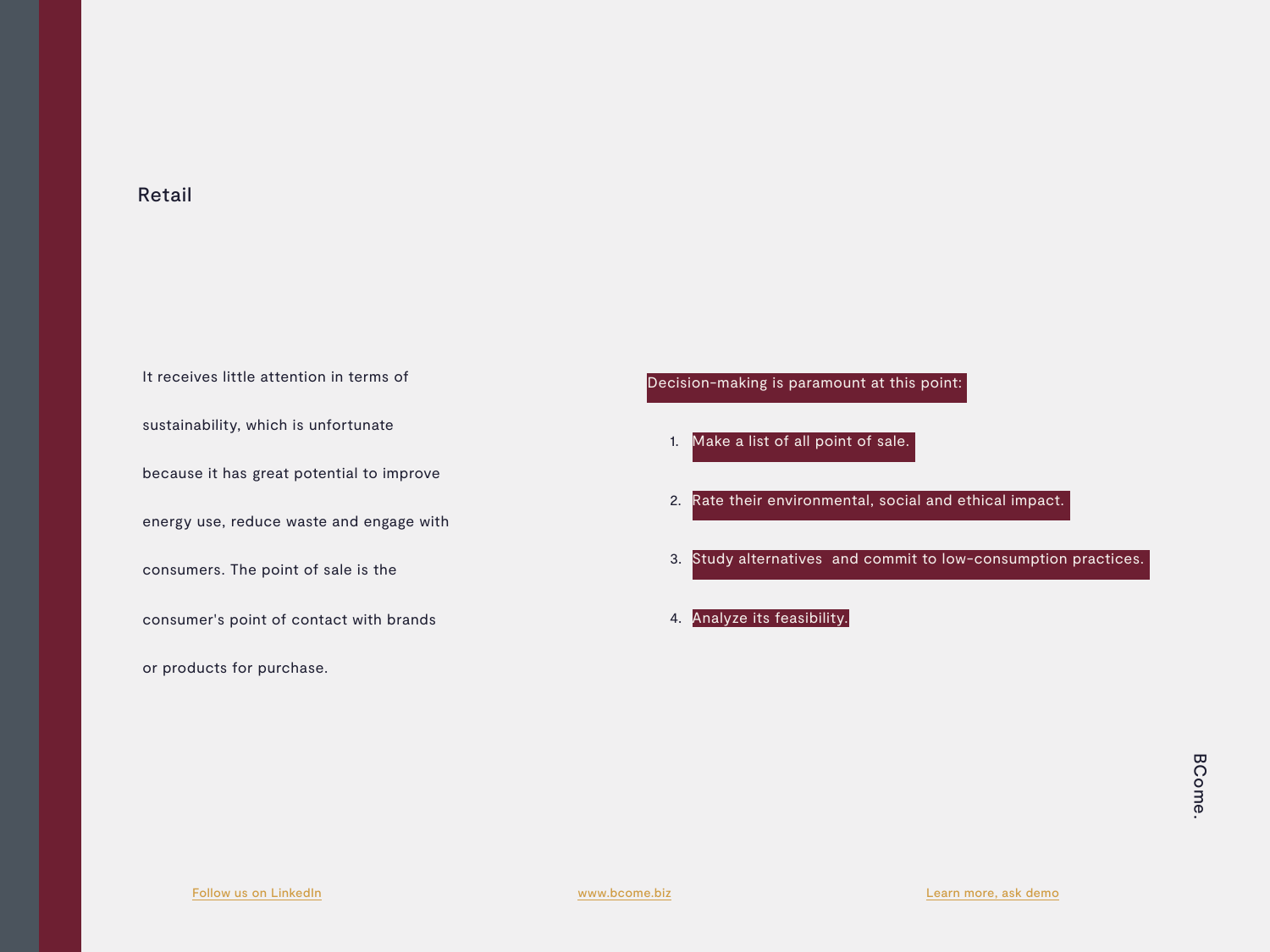## Retail

It receives little attention in terms of sustainability, which is unfortunate because it has great potential to improve energy use, reduce waste and engage with consumers. The point of sale is the consumer's point of contact with brands or products for purchase.

Decision-making is paramount at this point:

1. Make a list of all point of sale.
2. Rate their environmental, social and ethical impact.
3. Study alternatives  and commit to low-consumption practices.
4. Analyze its feasibility.

BCome.

Follow us on LinkedIn

www.bcome.biz

Learn more, ask demo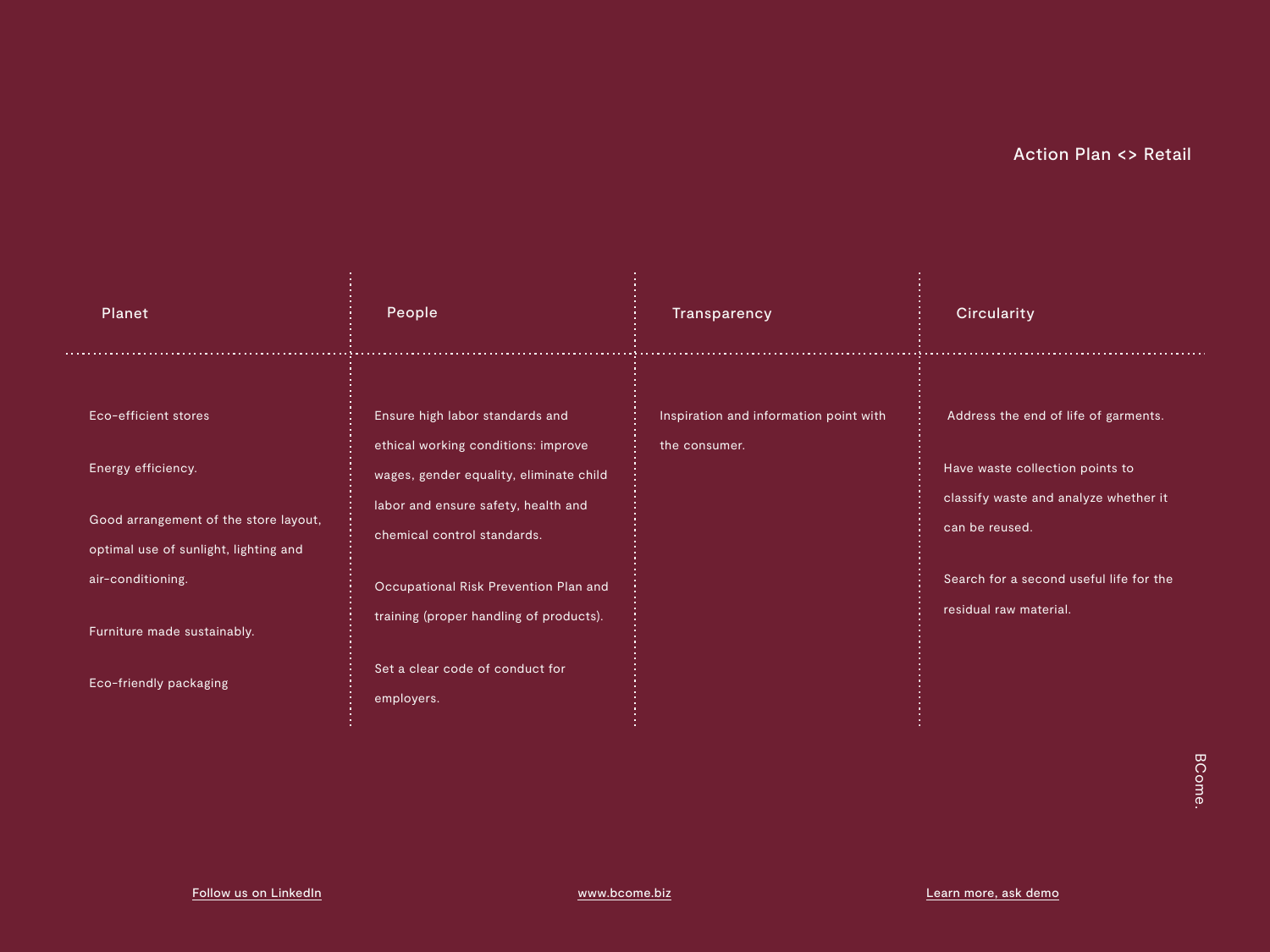## Action Plan <> Retail

| Planet | People | Transparency | Circularity |
| --- | --- | --- | --- |
| Eco-efficient stores<br><br>Energy efficiency.<br><br>Good arrangement of the store layout, optimal use of sunlight, lighting and air-conditioning.<br><br>Furniture made sustainably.<br><br>Eco-friendly packaging | Ensure high labor standards and ethical working conditions: improve wages, gender equality, eliminate child labor and ensure safety, health and chemical control standards.<br><br>Occupational Risk Prevention Plan and training (proper handling of products).<br><br>Set a clear code of conduct for employers. | Inspiration and information point with the consumer. | Address the end of life of garments.<br><br>Have waste collection points to classify waste and analyze whether it can be reused.<br><br>Search for a second useful life for the residual raw material. |

BCome.

Follow us on LinkedIn

www.bcome.biz

Learn more, ask demo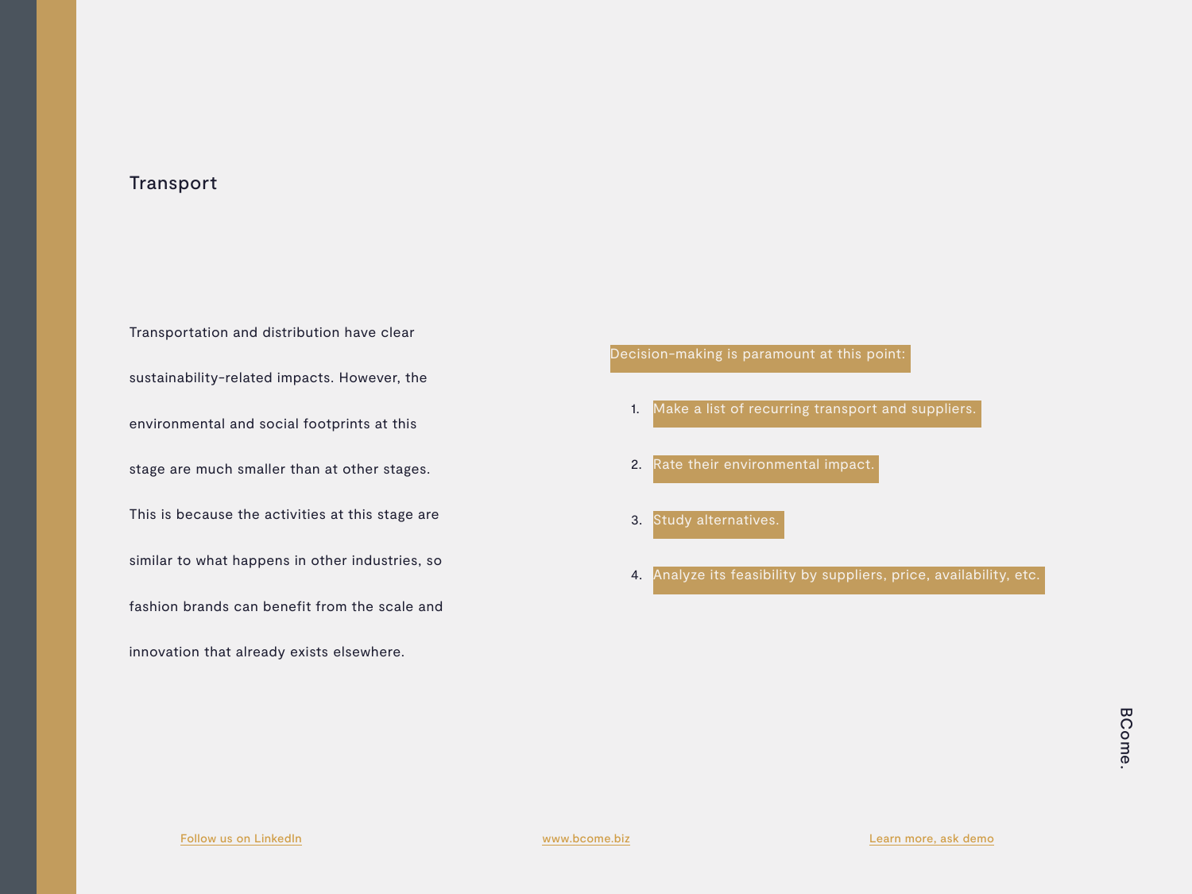## Transport

Transportation and distribution have clear sustainability-related impacts. However, the environmental and social footprints at this stage are much smaller than at other stages. This is because the activities at this stage are similar to what happens in other industries, so fashion brands can benefit from the scale and innovation that already exists elsewhere.

Decision-making is paramount at this point:

1. Make a list of recurring transport and suppliers.
2. Rate their environmental impact.
3. Study alternatives.
4. Analyze its feasibility by suppliers, price, availability, etc.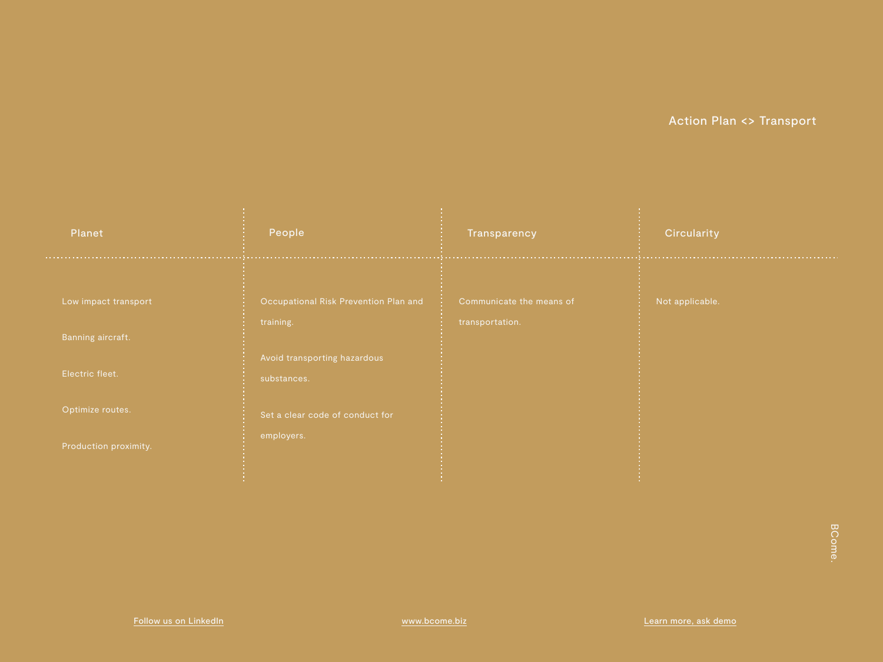## Action Plan <> Transport

| Planet | People | Transparency | Circularity |
|---|---|---|---|
| Low impact transport<br><br>Banning aircraft.<br><br>Electric fleet.<br><br>Optimize routes.<br><br>Production proximity. | Occupational Risk Prevention Plan and training.<br><br>Avoid transporting hazardous substances.<br><br>Set a clear code of conduct for employers. | Communicate the means of transportation. | Not applicable. |

BCome.

Follow us on LinkedIn

www.bcome.biz

Learn more, ask demo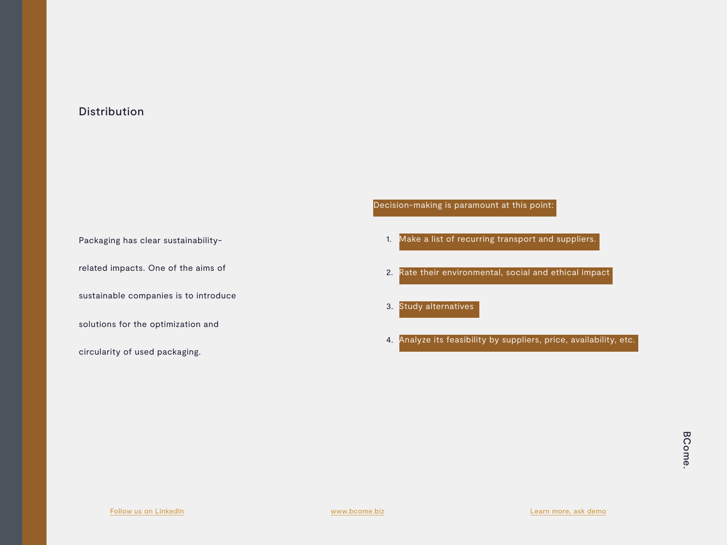## Distribution

Packaging has clear sustainability-related impacts. One of the aims of sustainable companies is to introduce solutions for the optimization and circularity of used packaging.

Decision-making is paramount at this point:

1. Make a list of recurring transport and suppliers.
2. Rate their environmental, social and ethical impact
3. Study alternatives
4. Analyze its feasibility by suppliers, price, availability, etc.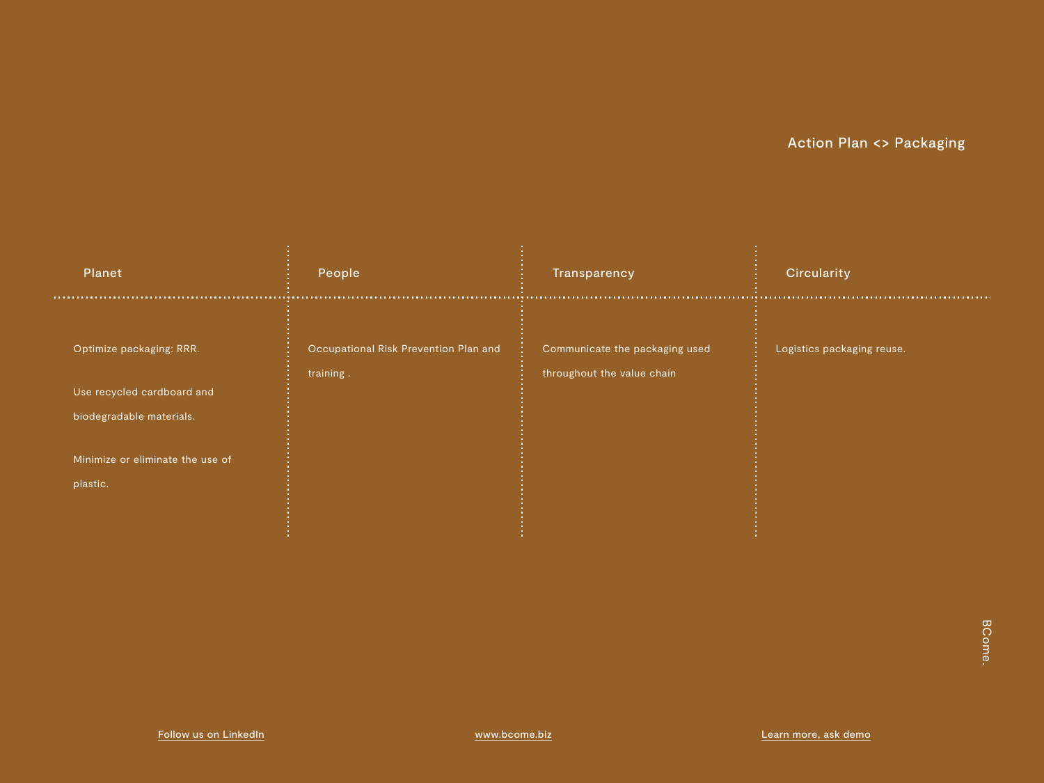## Action Plan <> Packaging

| Planet | People | Transparency | Circularity |
|---|---|---|---|
| Optimize packaging: RRR.<br><br>Use recycled cardboard and biodegradable materials.<br><br>Minimize or eliminate the use of plastic. | Occupational Risk Prevention Plan and training . | Communicate the packaging used throughout the value chain | Logistics packaging reuse. |

BCome.

Follow us on LinkedIn

www.bcome.biz

Learn more, ask demo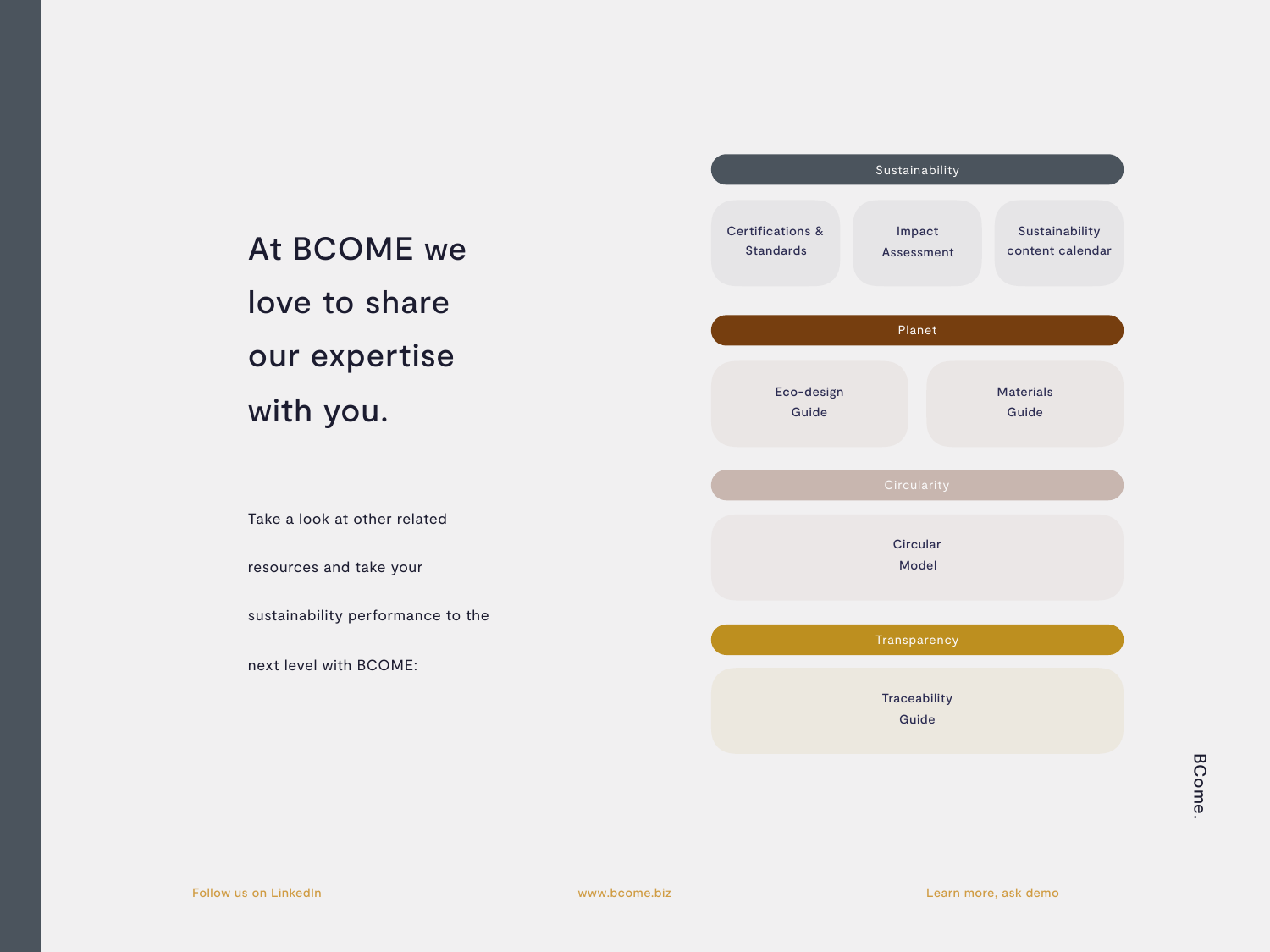# At BCOME we love to share our expertise with you.

Take a look at other related resources and take your sustainability performance to the next level with BCOME:

**Sustainability**

- Certifications & Standards
- Impact Assessment
- Sustainability content calendar

**Planet**

- Eco-design Guide
- Materials Guide

**Circularity**

- Circular Model

**Transparency**

- Traceability Guide

BCome.

Follow us on LinkedIn

www.bcome.biz

Learn more, ask demo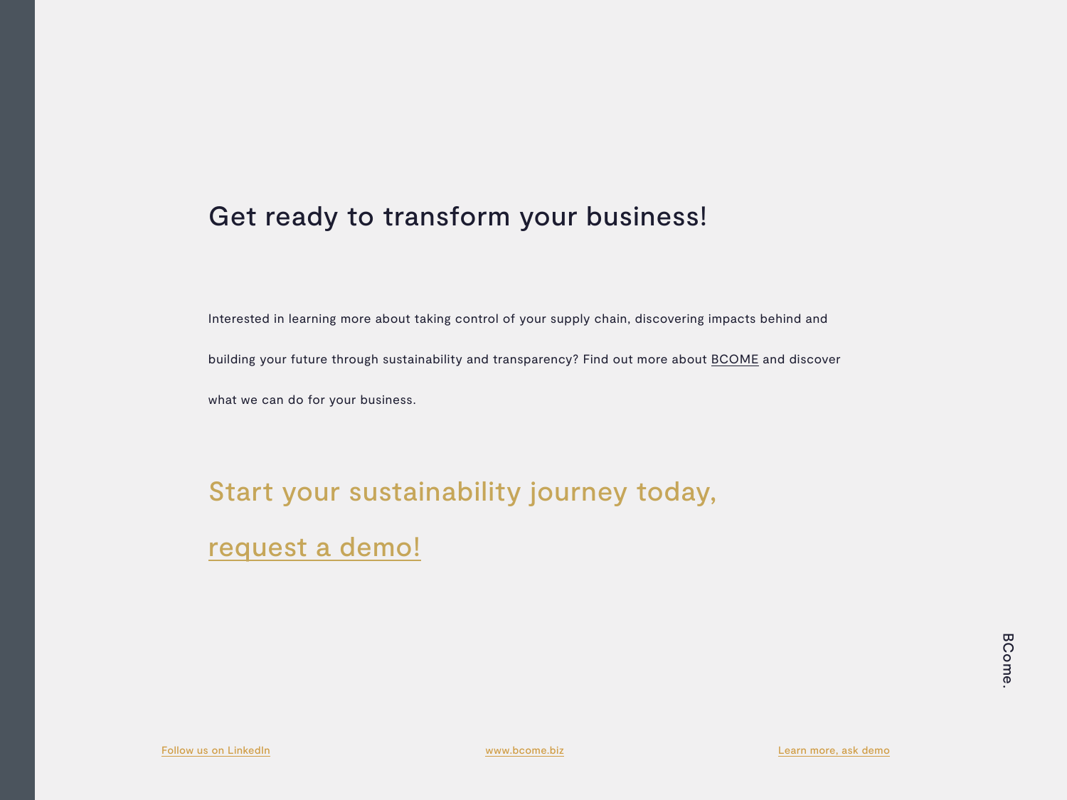## Get ready to transform your business!

Interested in learning more about taking control of your supply chain, discovering impacts behind and building your future through sustainability and transparency? Find out more about BCOME and discover what we can do for your business.

## Start your sustainability journey today, request a demo!

Follow us on LinkedIn

www.bcome.biz

Learn more, ask demo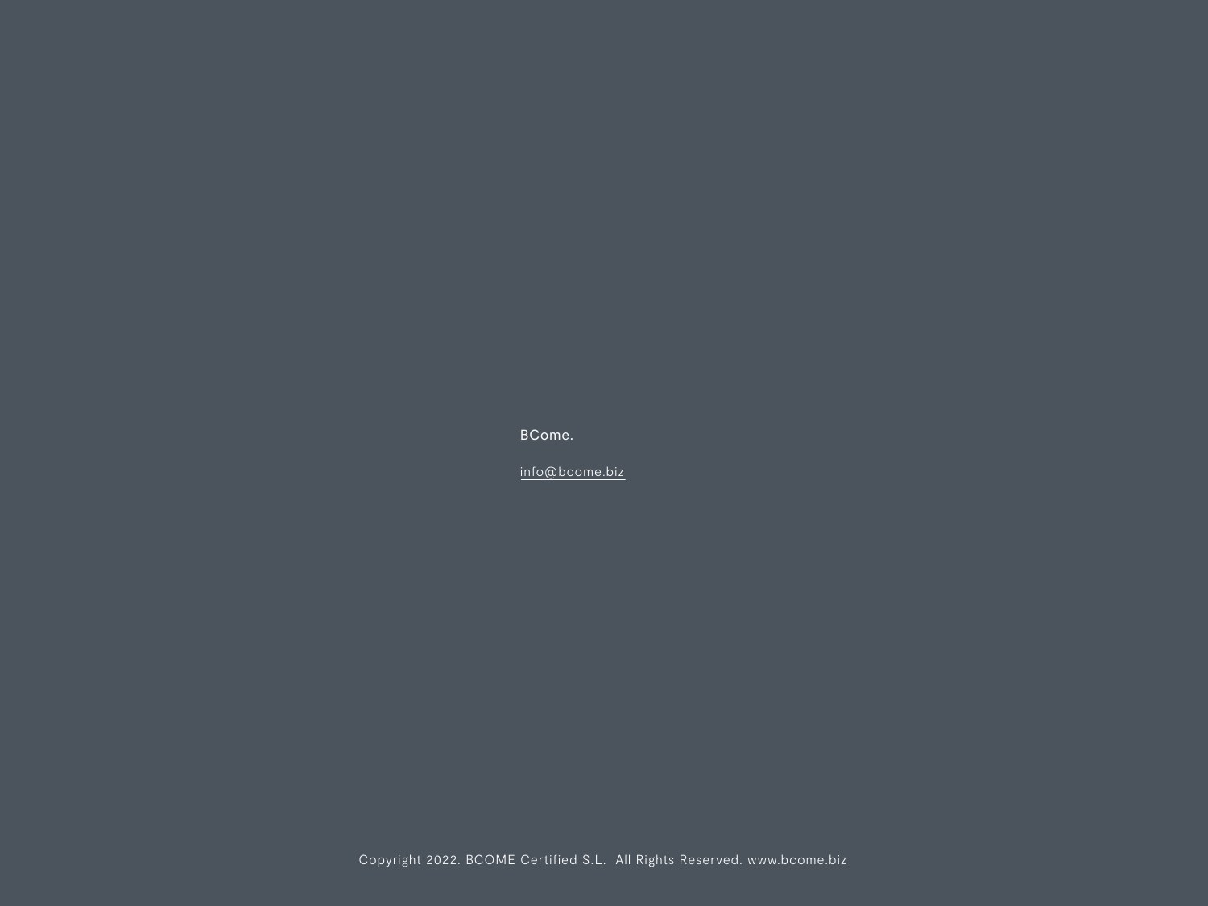BCome.

info@bcome.biz

Copyright 2022. BCOME Certified S.L. All Rights Reserved. www.bcome.biz